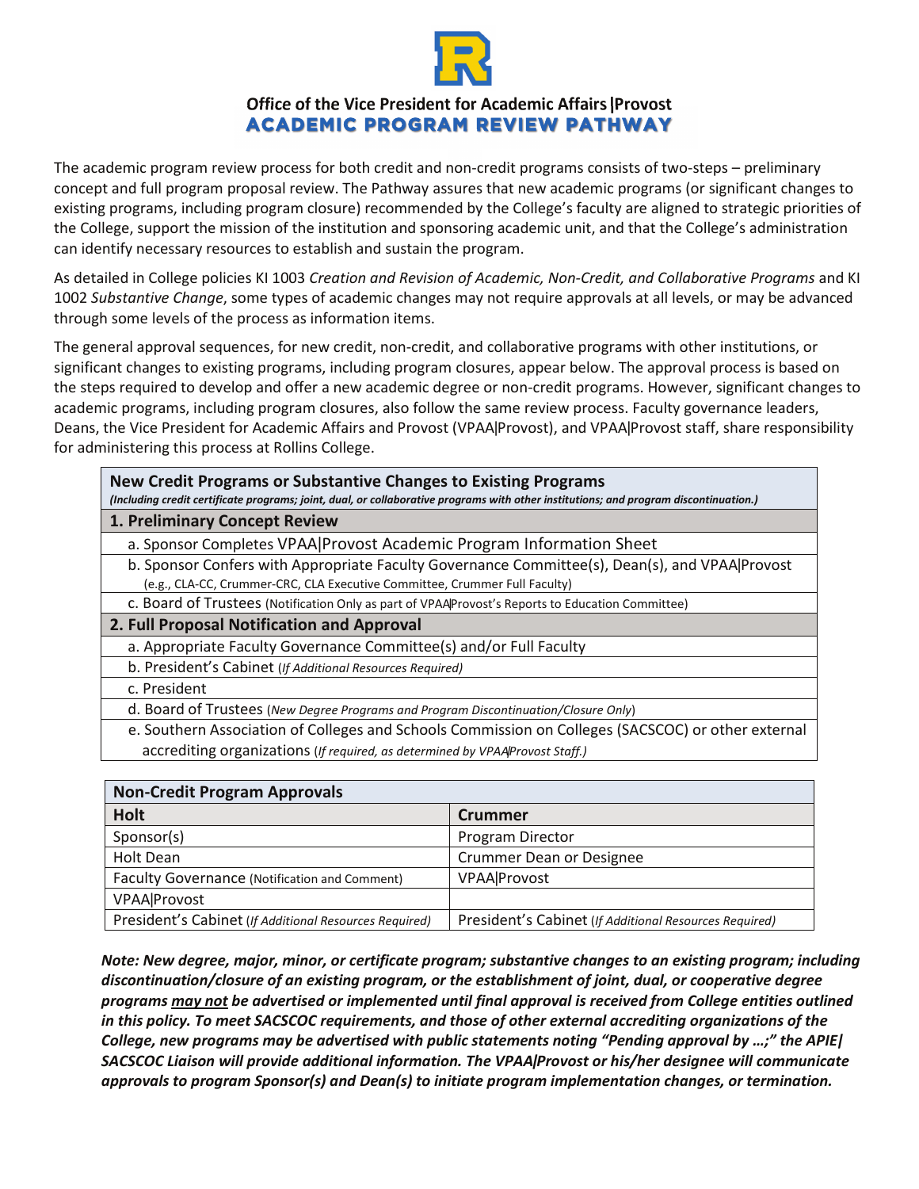# Office of the Vice President for Academic Affairs|Provost

## ACADEMIC PROGRAM REVIEW PATHWAY

The academic program review process for both credit and non-credit programs consists of two-steps – preliminary concept and full program proposal review. The Pathway assures that new academic programs (or significant changes to existing programs, including program closure) recommended by the College's faculty are aligned to strategic priorities of the College, support the mission of the institution and sponsoring academic unit, and that the College's administration can identify necessary resources to establish and sustain the program.

As detailed in College policies KI 1003 *Creation and Revision of Academic, Non-Credit, and Collaborative Programs* and KI 1002 *Substantive Change*, some types of academic changes may not require approvals at all levels, or may be advanced through some levels of the process as information items.

The general approval sequences, for new credit, non-credit, and collaborative programs with other institutions, or significant changes to existing programs, including program closures, appear below. The approval process is based on the steps required to develop and offer a new academic degree or non-credit programs. However, significant changes to academic programs, including program closures, also follow the same review process. Faculty governance leaders, Deans, the Vice President for Academic Affairs and Provost (VPAA|Provost), and VPAA|Provost staff, share responsibility for administering this process at Rollins College.

| **New Credit Programs or Substantive Changes to Existing Programs** *(Including credit certificate programs; joint, dual, or collaborative programs with other institutions; and program discontinuation.)* |
|---|
| **1. Preliminary Concept Review** |
| a. Sponsor Completes VPAA|Provost Academic Program Information Sheet |
| b. Sponsor Confers with Appropriate Faculty Governance Committee(s), Dean(s), and VPAA|Provost (e.g., CLA-CC, Crummer-CRC, CLA Executive Committee, Crummer Full Faculty) |
| c. Board of Trustees (Notification Only as part of VPAA|Provost's Reports to Education Committee) |
| **2. Full Proposal Notification and Approval** |
| a. Appropriate Faculty Governance Committee(s) and/or Full Faculty |
| b. President's Cabinet (*If Additional Resources Required)* |
| c. President |
| d. Board of Trustees (*New Degree Programs and Program Discontinuation/Closure Only*) |
| e. Southern Association of Colleges and Schools Commission on Colleges (SACSCOC) or other external accrediting organizations (*If required, as determined by VPAA|Provost Staff.)* |

| **Non-Credit Program Approvals** | |
|---|---|
| **Holt** | **Crummer** |
| Sponsor(s) | Program Director |
| Holt Dean | Crummer Dean or Designee |
| Faculty Governance (Notification and Comment) | VPAA|Provost |
| VPAA|Provost | |
| President's Cabinet (*If Additional Resources Required)* | President's Cabinet (*If Additional Resources Required)* |

***Note: New degree, major, minor, or certificate program; substantive changes to an existing program; including discontinuation/closure of an existing program, or the establishment of joint, dual, or cooperative degree programs <u>may not</u> be advertised or implemented until final approval is received from College entities outlined in this policy. To meet SACSCOC requirements, and those of other external accrediting organizations of the College, new programs may be advertised with public statements noting "Pending approval by …;" the APIE| SACSCOC Liaison will provide additional information. The VPAA|Provost or his/her designee will communicate approvals to program Sponsor(s) and Dean(s) to initiate program implementation changes, or termination.***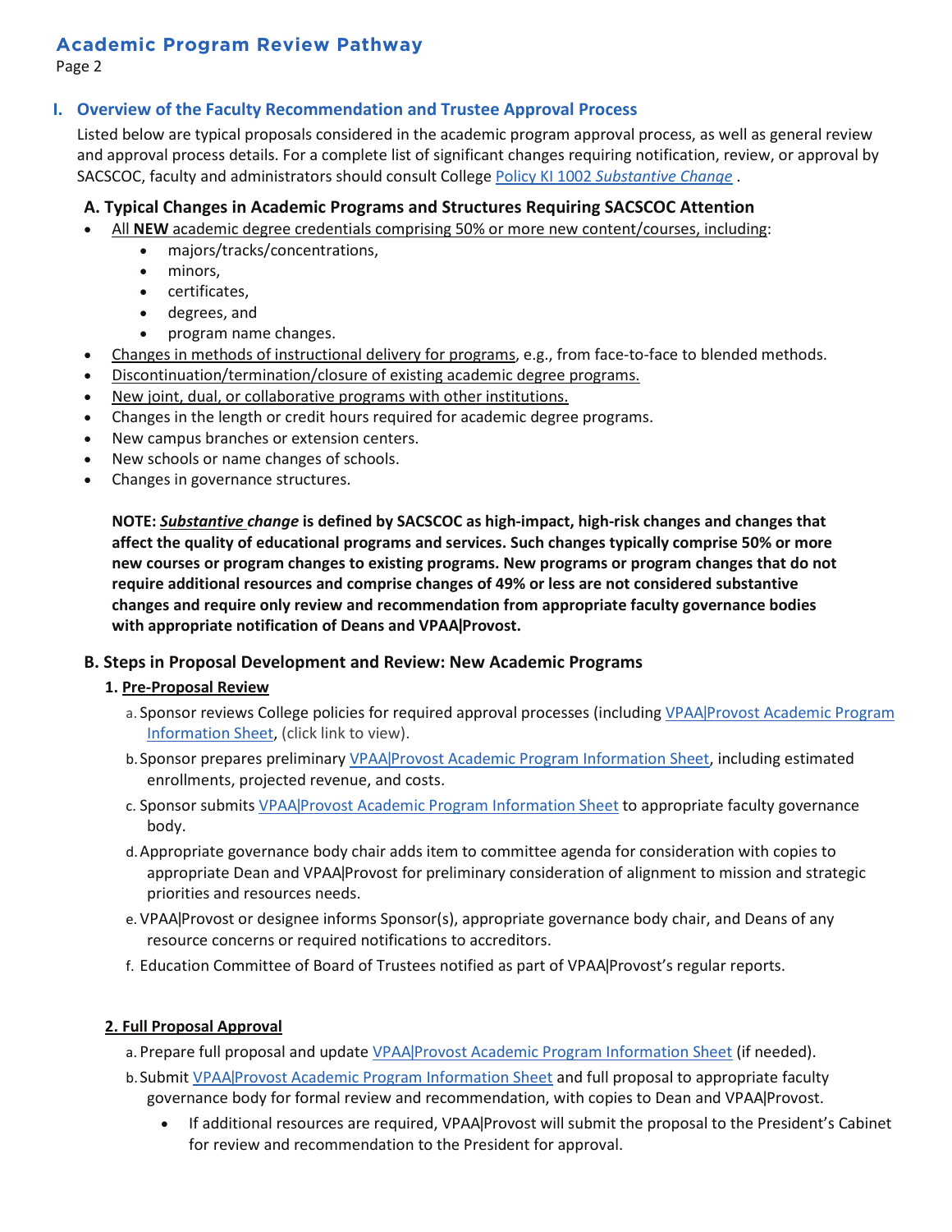## I. Overview of the Faculty Recommendation and Trustee Approval Process

Listed below are typical proposals considered in the academic program approval process, as well as general review and approval process details. For a complete list of significant changes requiring notification, review, or approval by SACSCOC, faculty and administrators should consult College Policy KI 1002 *Substantive Change* .

### A. Typical Changes in Academic Programs and Structures Requiring SACSCOC Attention

- All **NEW** academic degree credentials comprising 50% or more new content/courses, including:
  - majors/tracks/concentrations,
  - minors,
  - certificates,
  - degrees, and
  - program name changes.
- Changes in methods of instructional delivery for programs, e.g., from face-to-face to blended methods.
- Discontinuation/termination/closure of existing academic degree programs.
- New joint, dual, or collaborative programs with other institutions.
- Changes in the length or credit hours required for academic degree programs.
- New campus branches or extension centers.
- New schools or name changes of schools.
- Changes in governance structures.

**NOTE: *Substantive change* is defined by SACSCOC as high-impact, high-risk changes and changes that affect the quality of educational programs and services. Such changes typically comprise 50% or more new courses or program changes to existing programs. New programs or program changes that do not require additional resources and comprise changes of 49% or less are not considered substantive changes and require only review and recommendation from appropriate faculty governance bodies with appropriate notification of Deans and VPAA|Provost.**

### B. Steps in Proposal Development and Review: New Academic Programs

#### 1. Pre-Proposal Review

a. Sponsor reviews College policies for required approval processes (including VPAA|Provost Academic Program Information Sheet, (click link to view).

b. Sponsor prepares preliminary VPAA|Provost Academic Program Information Sheet, including estimated enrollments, projected revenue, and costs.

c. Sponsor submits VPAA|Provost Academic Program Information Sheet to appropriate faculty governance body.

d. Appropriate governance body chair adds item to committee agenda for consideration with copies to appropriate Dean and VPAA|Provost for preliminary consideration of alignment to mission and strategic priorities and resources needs.

e. VPAA|Provost or designee informs Sponsor(s), appropriate governance body chair, and Deans of any resource concerns or required notifications to accreditors.

f. Education Committee of Board of Trustees notified as part of VPAA|Provost's regular reports.

#### 2. Full Proposal Approval

a. Prepare full proposal and update VPAA|Provost Academic Program Information Sheet (if needed).

b. Submit VPAA|Provost Academic Program Information Sheet and full proposal to appropriate faculty governance body for formal review and recommendation, with copies to Dean and VPAA|Provost.

- If additional resources are required, VPAA|Provost will submit the proposal to the President's Cabinet for review and recommendation to the President for approval.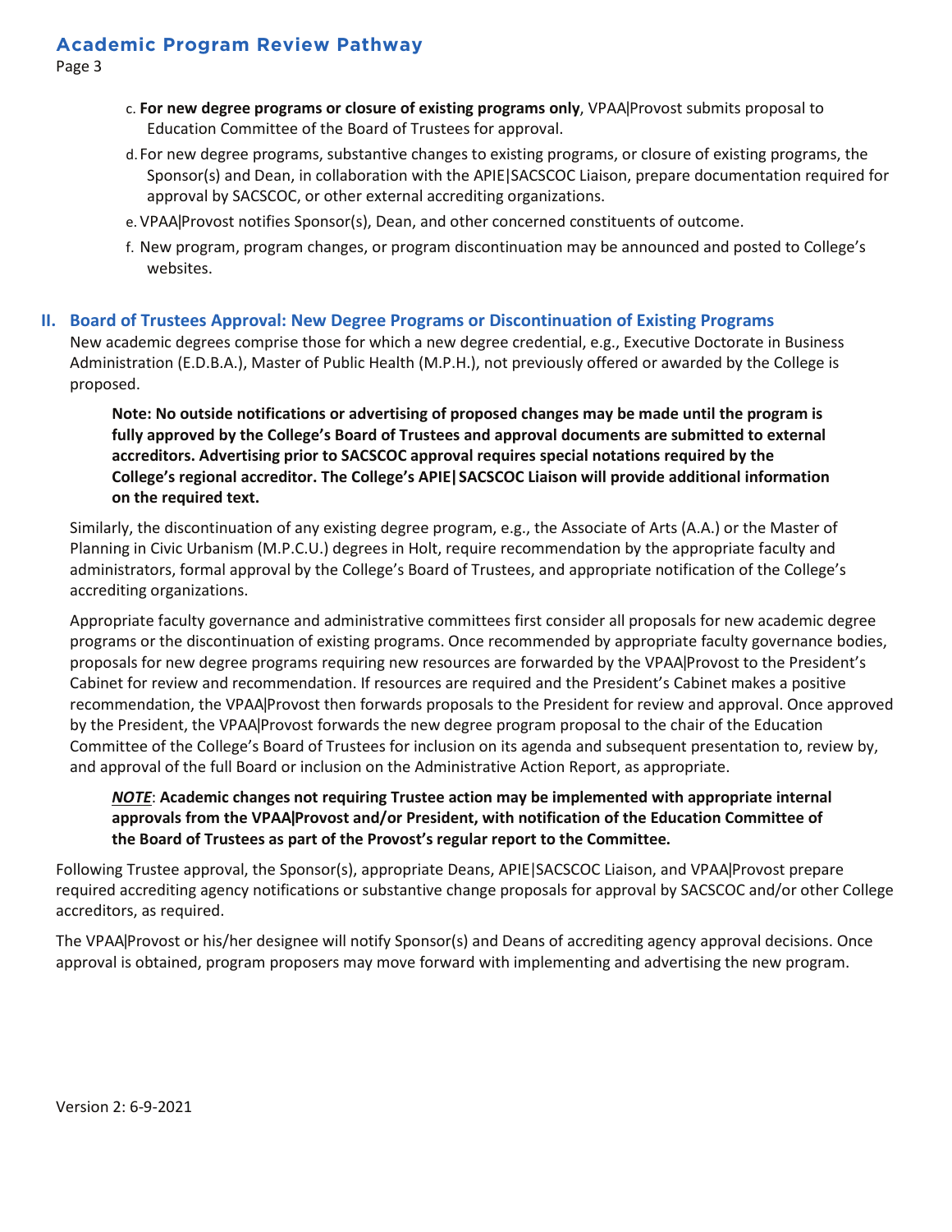c. **For new degree programs or closure of existing programs only**, VPAA|Provost submits proposal to Education Committee of the Board of Trustees for approval.

d. For new degree programs, substantive changes to existing programs, or closure of existing programs, the Sponsor(s) and Dean, in collaboration with the APIE|SACSCOC Liaison, prepare documentation required for approval by SACSCOC, or other external accrediting organizations.

e. VPAA|Provost notifies Sponsor(s), Dean, and other concerned constituents of outcome.

f. New program, program changes, or program discontinuation may be announced and posted to College's websites.

## II. Board of Trustees Approval: New Degree Programs or Discontinuation of Existing Programs

New academic degrees comprise those for which a new degree credential, e.g., Executive Doctorate in Business Administration (E.D.B.A.), Master of Public Health (M.P.H.), not previously offered or awarded by the College is proposed.

**Note: No outside notifications or advertising of proposed changes may be made until the program is fully approved by the College's Board of Trustees and approval documents are submitted to external accreditors. Advertising prior to SACSCOC approval requires special notations required by the College's regional accreditor. The College's APIE|SACSCOC Liaison will provide additional information on the required text.**

Similarly, the discontinuation of any existing degree program, e.g., the Associate of Arts (A.A.) or the Master of Planning in Civic Urbanism (M.P.C.U.) degrees in Holt, require recommendation by the appropriate faculty and administrators, formal approval by the College's Board of Trustees, and appropriate notification of the College's accrediting organizations.

Appropriate faculty governance and administrative committees first consider all proposals for new academic degree programs or the discontinuation of existing programs. Once recommended by appropriate faculty governance bodies, proposals for new degree programs requiring new resources are forwarded by the VPAA|Provost to the President's Cabinet for review and recommendation. If resources are required and the President's Cabinet makes a positive recommendation, the VPAA|Provost then forwards proposals to the President for review and approval. Once approved by the President, the VPAA|Provost forwards the new degree program proposal to the chair of the Education Committee of the College's Board of Trustees for inclusion on its agenda and subsequent presentation to, review by, and approval of the full Board or inclusion on the Administrative Action Report, as appropriate.

***NOTE***: **Academic changes not requiring Trustee action may be implemented with appropriate internal approvals from the VPAA|Provost and/or President, with notification of the Education Committee of the Board of Trustees as part of the Provost's regular report to the Committee.**

Following Trustee approval, the Sponsor(s), appropriate Deans, APIE|SACSCOC Liaison, and VPAA|Provost prepare required accrediting agency notifications or substantive change proposals for approval by SACSCOC and/or other College accreditors, as required.

The VPAA|Provost or his/her designee will notify Sponsor(s) and Deans of accrediting agency approval decisions. Once approval is obtained, program proposers may move forward with implementing and advertising the new program.